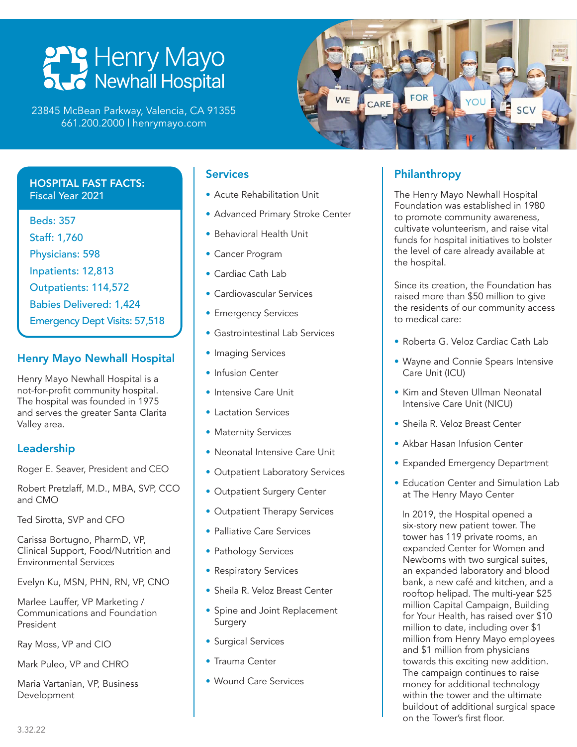# Henry Mayo Newhall Hospital

23845 McBean Parkway, Valencia, CA 91355
661.200.2000 | henrymayo.com

## HOSPITAL FAST FACTS: Fiscal Year 2021

- Beds: 357
- Staff: 1,760
- Physicians: 598
- Inpatients: 12,813
- Outpatients: 114,572
- Babies Delivered: 1,424
- Emergency Dept Visits: 57,518

## Henry Mayo Newhall Hospital

Henry Mayo Newhall Hospital is a not-for-profit community hospital. The hospital was founded in 1975 and serves the greater Santa Clarita Valley area.

## Leadership

Roger E. Seaver, President and CEO

Robert Pretzlaff, M.D., MBA, SVP, CCO and CMO

Ted Sirotta, SVP and CFO

Carissa Bortugno, PharmD, VP, Clinical Support, Food/Nutrition and Environmental Services

Evelyn Ku, MSN, PHN, RN, VP, CNO

Marlee Lauffer, VP Marketing / Communications and Foundation President

Ray Moss, VP and CIO

Mark Puleo, VP and CHRO

Maria Vartanian, VP, Business Development

## Services

- Acute Rehabilitation Unit
- Advanced Primary Stroke Center
- Behavioral Health Unit
- Cancer Program
- Cardiac Cath Lab
- Cardiovascular Services
- Emergency Services
- Gastrointestinal Lab Services
- Imaging Services
- Infusion Center
- Intensive Care Unit
- Lactation Services
- Maternity Services
- Neonatal Intensive Care Unit
- Outpatient Laboratory Services
- Outpatient Surgery Center
- Outpatient Therapy Services
- Palliative Care Services
- Pathology Services
- Respiratory Services
- Sheila R. Veloz Breast Center
- Spine and Joint Replacement Surgery
- Surgical Services
- Trauma Center
- Wound Care Services

## Philanthropy

The Henry Mayo Newhall Hospital Foundation was established in 1980 to promote community awareness, cultivate volunteerism, and raise vital funds for hospital initiatives to bolster the level of care already available at the hospital.

Since its creation, the Foundation has raised more than $50 million to give the residents of our community access to medical care:

- Roberta G. Veloz Cardiac Cath Lab
- Wayne and Connie Spears Intensive Care Unit (ICU)
- Kim and Steven Ullman Neonatal Intensive Care Unit (NICU)
- Sheila R. Veloz Breast Center
- Akbar Hasan Infusion Center
- Expanded Emergency Department
- Education Center and Simulation Lab at The Henry Mayo Center

In 2019, the Hospital opened a six-story new patient tower. The tower has 119 private rooms, an expanded Center for Women and Newborns with two surgical suites, an expanded laboratory and blood bank, a new café and kitchen, and a rooftop helipad. The multi-year $25 million Capital Campaign, Building for Your Health, has raised over $10 million to date, including over $1 million from Henry Mayo employees and $1 million from physicians towards this exciting new addition. The campaign continues to raise money for additional technology within the tower and the ultimate buildout of additional surgical space on the Tower's first floor.

3.32.22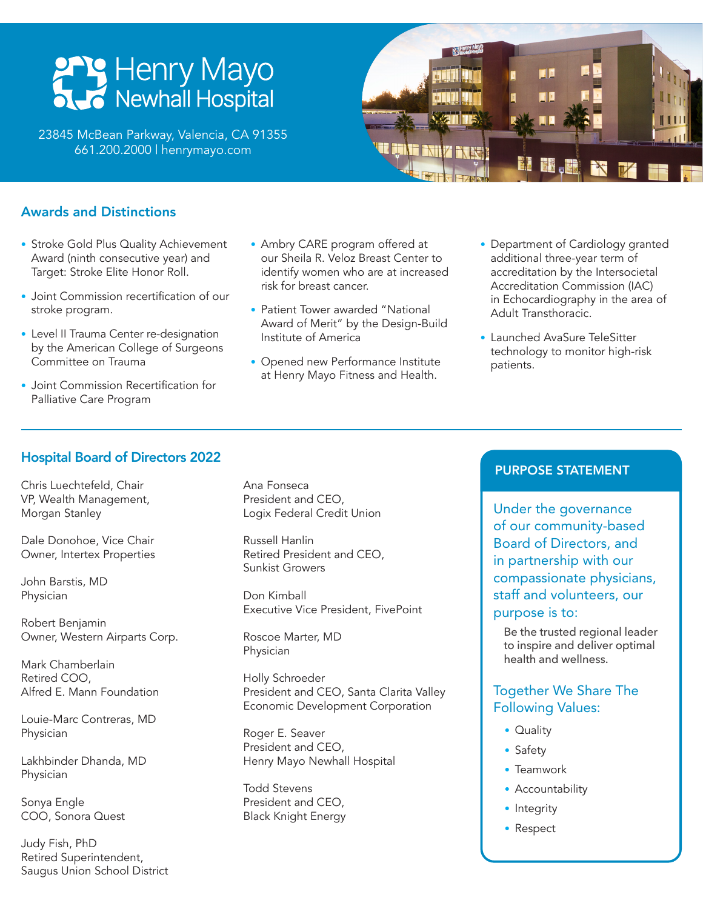# Henry Mayo Newhall Hospital

23845 McBean Parkway, Valencia, CA 91355
661.200.2000 | henrymayo.com

## Awards and Distinctions

- Stroke Gold Plus Quality Achievement Award (ninth consecutive year) and Target: Stroke Elite Honor Roll.
- Joint Commission recertification of our stroke program.
- Level II Trauma Center re-designation by the American College of Surgeons Committee on Trauma
- Joint Commission Recertification for Palliative Care Program
- Ambry CARE program offered at our Sheila R. Veloz Breast Center to identify women who are at increased risk for breast cancer.
- Patient Tower awarded "National Award of Merit" by the Design-Build Institute of America
- Opened new Performance Institute at Henry Mayo Fitness and Health.
- Department of Cardiology granted additional three-year term of accreditation by the Intersocietal Accreditation Commission (IAC) in Echocardiography in the area of Adult Transthoracic.
- Launched AvaSure TeleSitter technology to monitor high-risk patients.

## Hospital Board of Directors 2022

Chris Luechtefeld, Chair
VP, Wealth Management,
Morgan Stanley

Dale Donohoe, Vice Chair
Owner, Intertex Properties

John Barstis, MD
Physician

Robert Benjamin
Owner, Western Airparts Corp.

Mark Chamberlain
Retired COO,
Alfred E. Mann Foundation

Louie-Marc Contreras, MD
Physician

Lakhbinder Dhanda, MD
Physician

Sonya Engle
COO, Sonora Quest

Judy Fish, PhD
Retired Superintendent,
Saugus Union School District

Ana Fonseca
President and CEO,
Logix Federal Credit Union

Russell Hanlin
Retired President and CEO,
Sunkist Growers

Don Kimball
Executive Vice President, FivePoint

Roscoe Marter, MD
Physician

Holly Schroeder
President and CEO, Santa Clarita Valley
Economic Development Corporation

Roger E. Seaver
President and CEO,
Henry Mayo Newhall Hospital

Todd Stevens
President and CEO,
Black Knight Energy

## PURPOSE STATEMENT

Under the governance of our community-based Board of Directors, and in partnership with our compassionate physicians, staff and volunteers, our purpose is to:

Be the trusted regional leader to inspire and deliver optimal health and wellness.

Together We Share The Following Values:

- Quality
- Safety
- Teamwork
- Accountability
- Integrity
- Respect